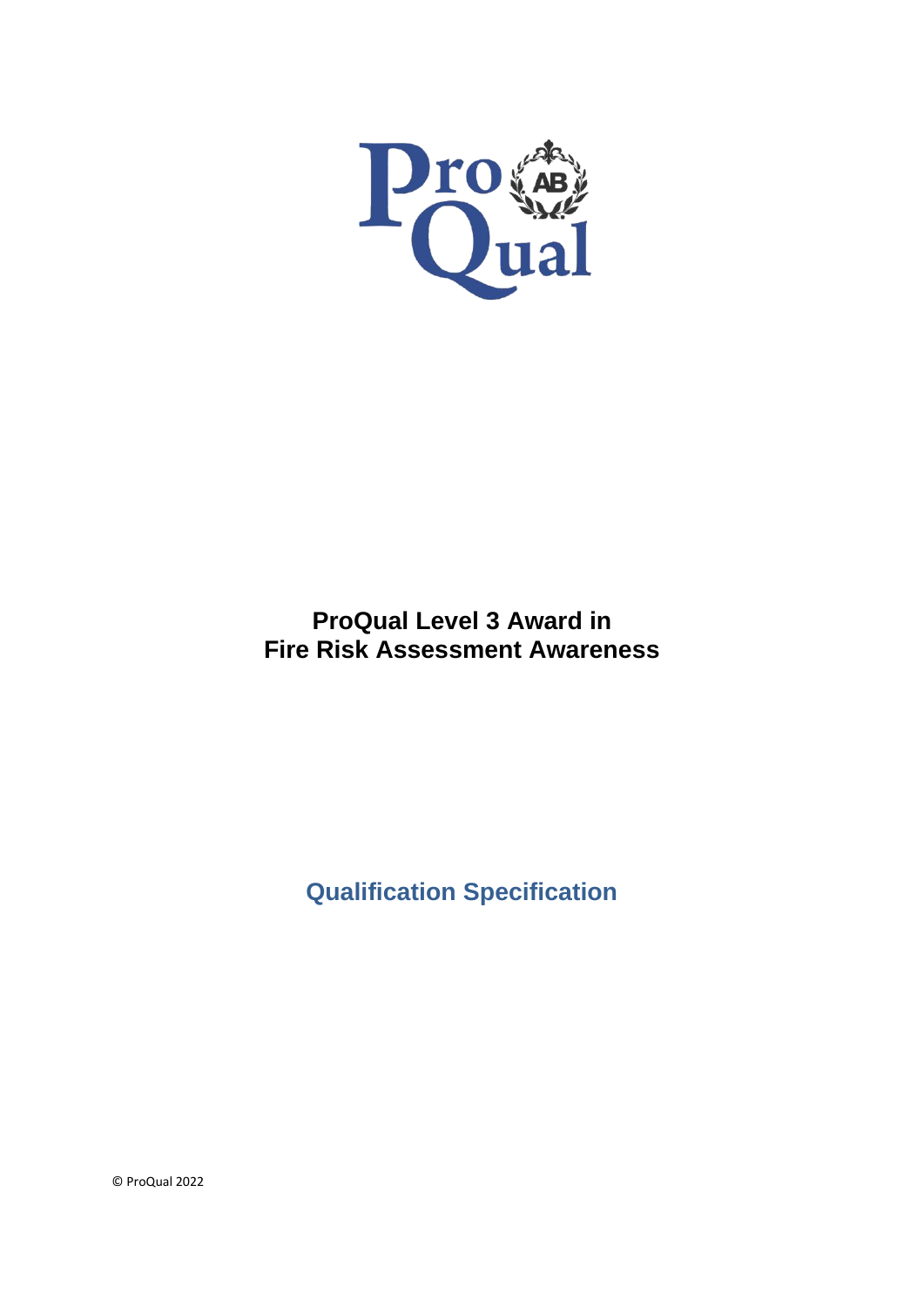# ProQual Level 3 Award in Fire Risk Assessment Awareness

## Qualification Specification

© ProQual 2022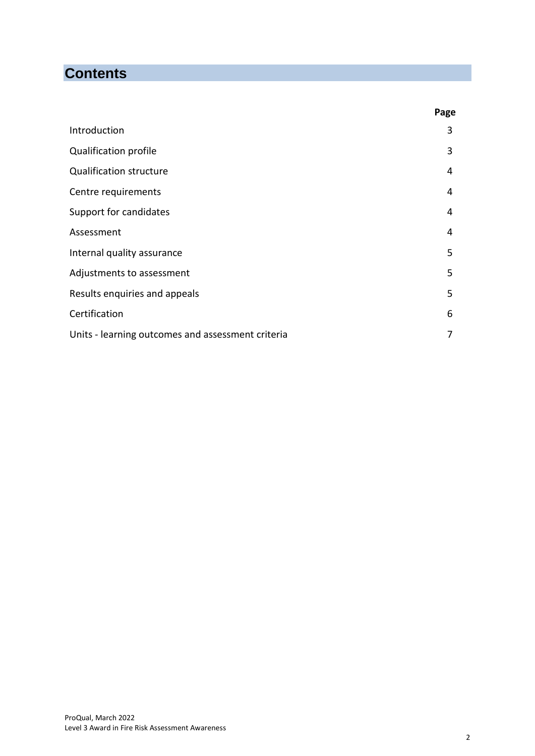# Contents

| | Page |
|---|---|
| Introduction | 3 |
| Qualification profile | 3 |
| Qualification structure | 4 |
| Centre requirements | 4 |
| Support for candidates | 4 |
| Assessment | 4 |
| Internal quality assurance | 5 |
| Adjustments to assessment | 5 |
| Results enquiries and appeals | 5 |
| Certification | 6 |
| Units - learning outcomes and assessment criteria | 7 |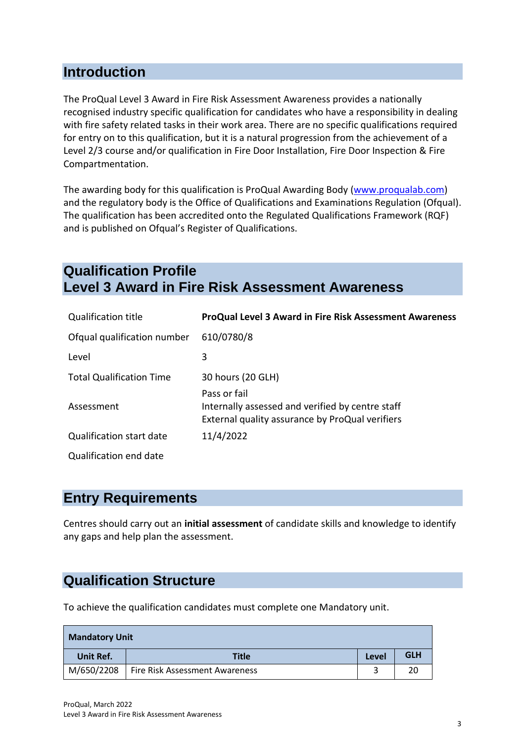## Introduction

The ProQual Level 3 Award in Fire Risk Assessment Awareness provides a nationally recognised industry specific qualification for candidates who have a responsibility in dealing with fire safety related tasks in their work area. There are no specific qualifications required for entry on to this qualification, but it is a natural progression from the achievement of a Level 2/3 course and/or qualification in Fire Door Installation, Fire Door Inspection & Fire Compartmentation.

The awarding body for this qualification is ProQual Awarding Body (www.proqualab.com) and the regulatory body is the Office of Qualifications and Examinations Regulation (Ofqual). The qualification has been accredited onto the Regulated Qualifications Framework (RQF) and is published on Ofqual's Register of Qualifications.

## Qualification Profile
## Level 3 Award in Fire Risk Assessment Awareness

| | |
|---|---|
| Qualification title | **ProQual Level 3 Award in Fire Risk Assessment Awareness** |
| Ofqual qualification number | 610/0780/8 |
| Level | 3 |
| Total Qualification Time | 30 hours (20 GLH) |
| Assessment | Pass or fail<br>Internally assessed and verified by centre staff<br>External quality assurance by ProQual verifiers |
| Qualification start date | 11/4/2022 |
| Qualification end date | |

## Entry Requirements

Centres should carry out an **initial assessment** of candidate skills and knowledge to identify any gaps and help plan the assessment.

## Qualification Structure

To achieve the qualification candidates must complete one Mandatory unit.

| **Mandatory Unit** | | | |
|---|---|---|---|
| **Unit Ref.** | **Title** | **Level** | **GLH** |
| M/650/2208 | Fire Risk Assessment Awareness | 3 | 20 |

ProQual, March 2022
Level 3 Award in Fire Risk Assessment Awareness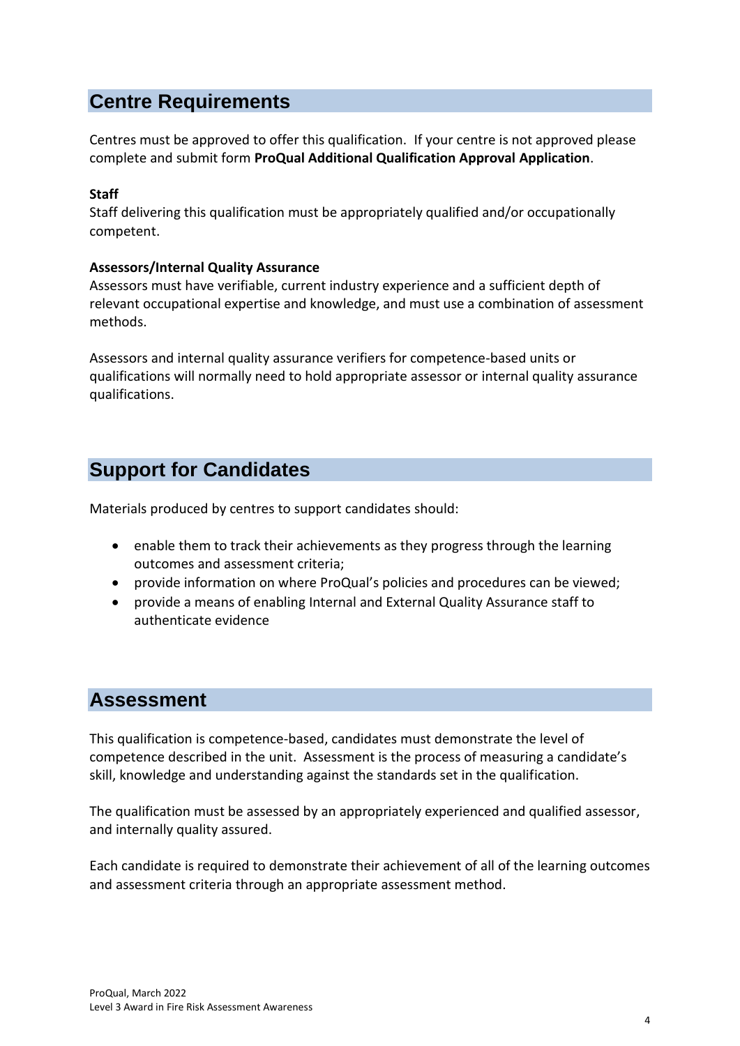## Centre Requirements

Centres must be approved to offer this qualification. If your centre is not approved please complete and submit form **ProQual Additional Qualification Approval Application**.

**Staff**

Staff delivering this qualification must be appropriately qualified and/or occupationally competent.

**Assessors/Internal Quality Assurance**

Assessors must have verifiable, current industry experience and a sufficient depth of relevant occupational expertise and knowledge, and must use a combination of assessment methods.

Assessors and internal quality assurance verifiers for competence-based units or qualifications will normally need to hold appropriate assessor or internal quality assurance qualifications.

## Support for Candidates

Materials produced by centres to support candidates should:

- enable them to track their achievements as they progress through the learning outcomes and assessment criteria;
- provide information on where ProQual's policies and procedures can be viewed;
- provide a means of enabling Internal and External Quality Assurance staff to authenticate evidence

## Assessment

This qualification is competence-based, candidates must demonstrate the level of competence described in the unit. Assessment is the process of measuring a candidate's skill, knowledge and understanding against the standards set in the qualification.

The qualification must be assessed by an appropriately experienced and qualified assessor, and internally quality assured.

Each candidate is required to demonstrate their achievement of all of the learning outcomes and assessment criteria through an appropriate assessment method.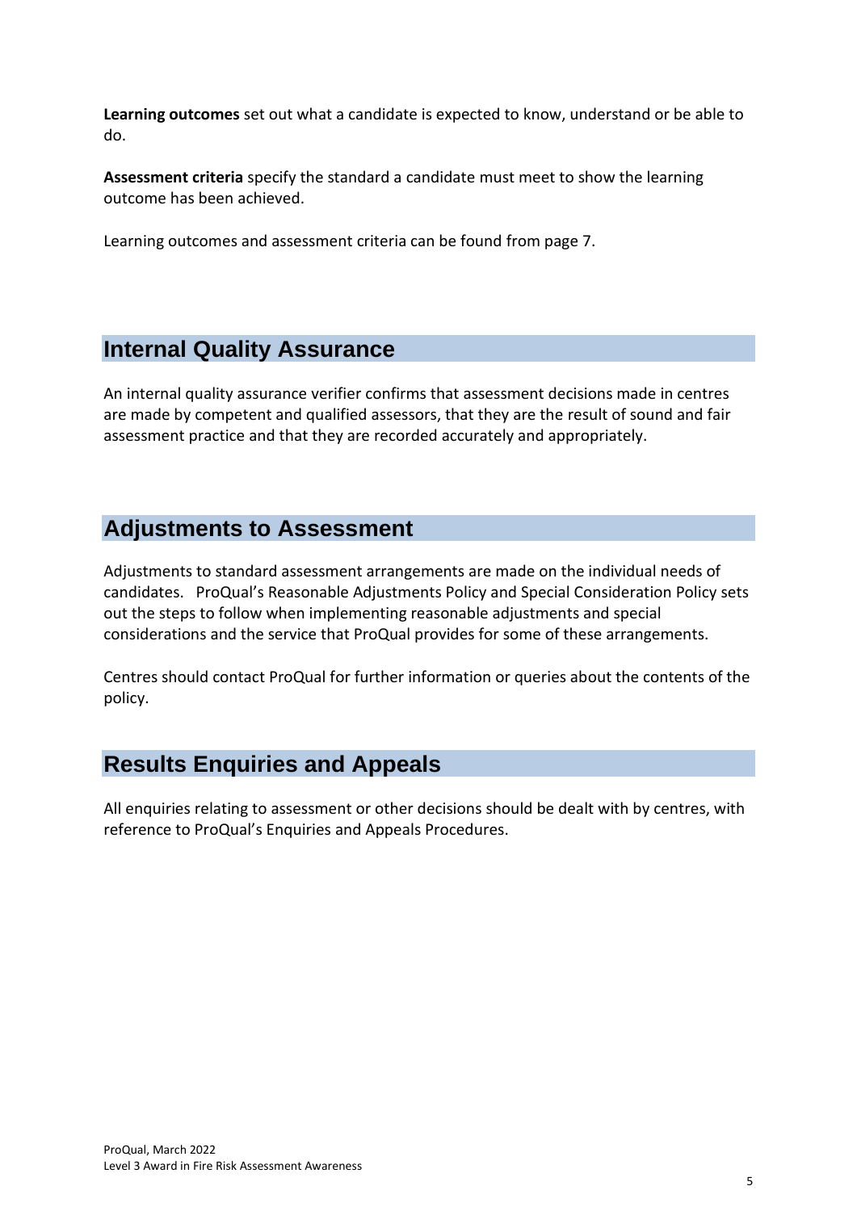**Learning outcomes** set out what a candidate is expected to know, understand or be able to do.

**Assessment criteria** specify the standard a candidate must meet to show the learning outcome has been achieved.

Learning outcomes and assessment criteria can be found from page 7.

## Internal Quality Assurance

An internal quality assurance verifier confirms that assessment decisions made in centres are made by competent and qualified assessors, that they are the result of sound and fair assessment practice and that they are recorded accurately and appropriately.

## Adjustments to Assessment

Adjustments to standard assessment arrangements are made on the individual needs of candidates. ProQual's Reasonable Adjustments Policy and Special Consideration Policy sets out the steps to follow when implementing reasonable adjustments and special considerations and the service that ProQual provides for some of these arrangements.

Centres should contact ProQual for further information or queries about the contents of the policy.

## Results Enquiries and Appeals

All enquiries relating to assessment or other decisions should be dealt with by centres, with reference to ProQual's Enquiries and Appeals Procedures.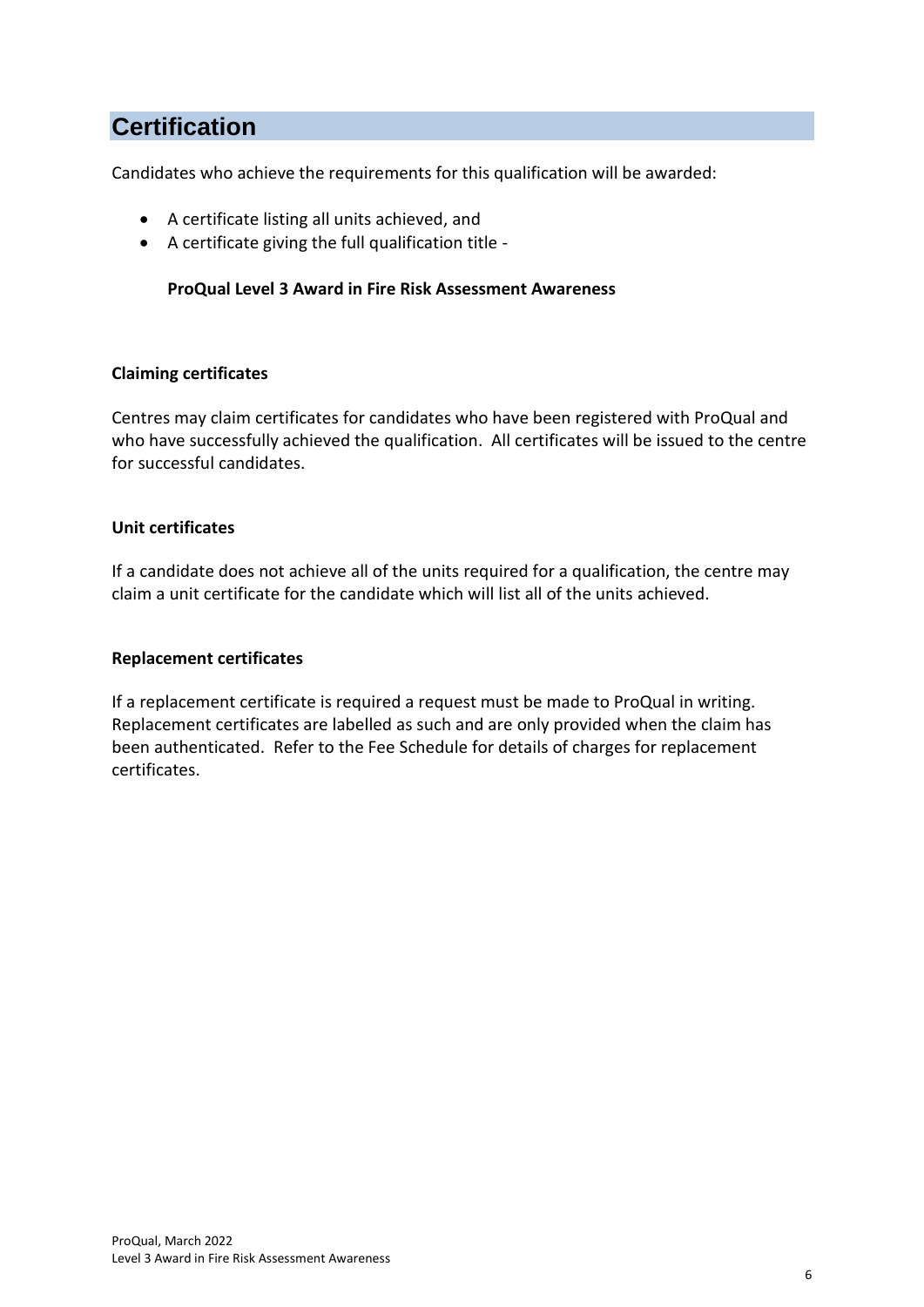## Certification

Candidates who achieve the requirements for this qualification will be awarded:

- A certificate listing all units achieved, and
- A certificate giving the full qualification title -

  **ProQual Level 3 Award in Fire Risk Assessment Awareness**

**Claiming certificates**

Centres may claim certificates for candidates who have been registered with ProQual and who have successfully achieved the qualification. All certificates will be issued to the centre for successful candidates.

**Unit certificates**

If a candidate does not achieve all of the units required for a qualification, the centre may claim a unit certificate for the candidate which will list all of the units achieved.

**Replacement certificates**

If a replacement certificate is required a request must be made to ProQual in writing. Replacement certificates are labelled as such and are only provided when the claim has been authenticated. Refer to the Fee Schedule for details of charges for replacement certificates.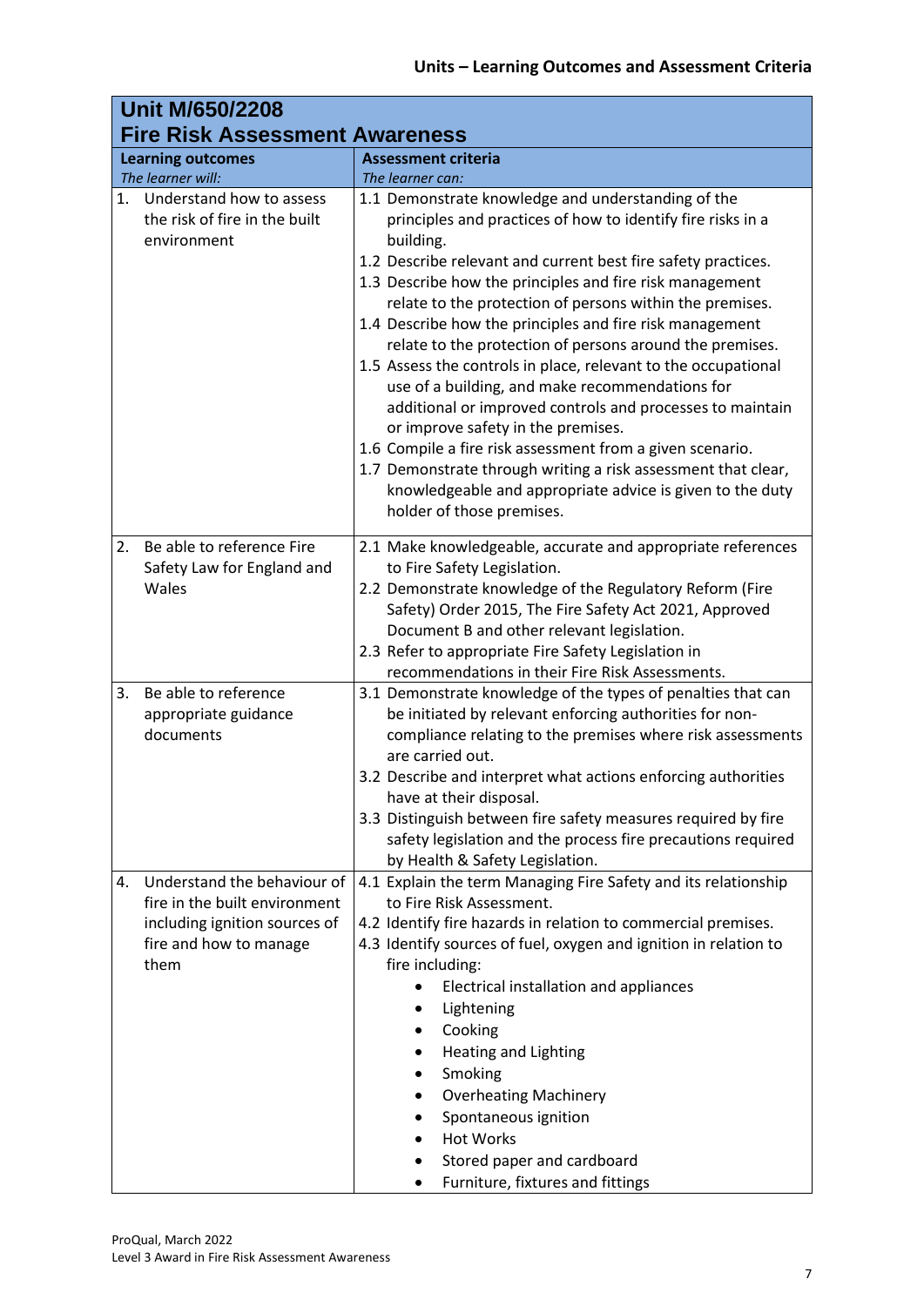## Units – Learning Outcomes and Assessment Criteria

| **Unit M/650/2208**<br>**Fire Risk Assessment Awareness** | |
|---|---|
| **Learning outcomes**<br>*The learner will:* | **Assessment criteria**<br>*The learner can:* |
| 1. Understand how to assess the risk of fire in the built environment | 1.1 Demonstrate knowledge and understanding of the principles and practices of how to identify fire risks in a building.<br>1.2 Describe relevant and current best fire safety practices.<br>1.3 Describe how the principles and fire risk management relate to the protection of persons within the premises.<br>1.4 Describe how the principles and fire risk management relate to the protection of persons around the premises.<br>1.5 Assess the controls in place, relevant to the occupational use of a building, and make recommendations for additional or improved controls and processes to maintain or improve safety in the premises.<br>1.6 Compile a fire risk assessment from a given scenario.<br>1.7 Demonstrate through writing a risk assessment that clear, knowledgeable and appropriate advice is given to the duty holder of those premises. |
| 2. Be able to reference Fire Safety Law for England and Wales | 2.1 Make knowledgeable, accurate and appropriate references to Fire Safety Legislation.<br>2.2 Demonstrate knowledge of the Regulatory Reform (Fire Safety) Order 2015, The Fire Safety Act 2021, Approved Document B and other relevant legislation.<br>2.3 Refer to appropriate Fire Safety Legislation in recommendations in their Fire Risk Assessments. |
| 3. Be able to reference appropriate guidance documents | 3.1 Demonstrate knowledge of the types of penalties that can be initiated by relevant enforcing authorities for non-compliance relating to the premises where risk assessments are carried out.<br>3.2 Describe and interpret what actions enforcing authorities have at their disposal.<br>3.3 Distinguish between fire safety measures required by fire safety legislation and the process fire precautions required by Health & Safety Legislation. |
| 4. Understand the behaviour of fire in the built environment including ignition sources of fire and how to manage them | 4.1 Explain the term Managing Fire Safety and its relationship to Fire Risk Assessment.<br>4.2 Identify fire hazards in relation to commercial premises.<br>4.3 Identify sources of fuel, oxygen and ignition in relation to fire including:<br>• Electrical installation and appliances<br>• Lightening<br>• Cooking<br>• Heating and Lighting<br>• Smoking<br>• Overheating Machinery<br>• Spontaneous ignition<br>• Hot Works<br>• Stored paper and cardboard<br>• Furniture, fixtures and fittings |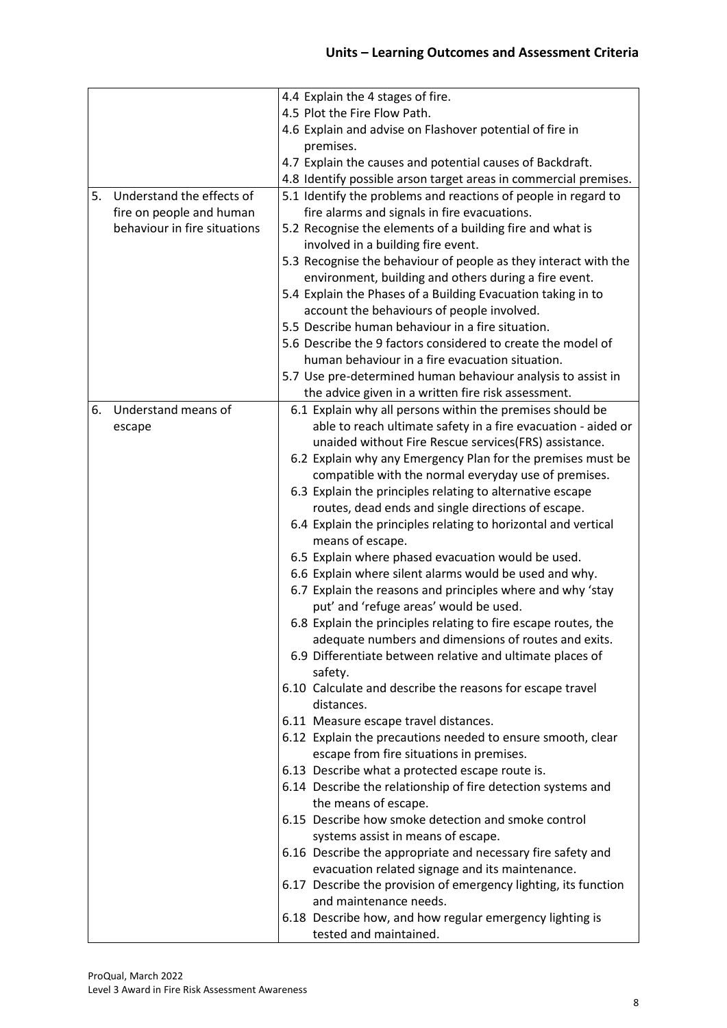## Units – Learning Outcomes and Assessment Criteria

| | |
|---|---|
| | 4.4 Explain the 4 stages of fire.<br>4.5 Plot the Fire Flow Path.<br>4.6 Explain and advise on Flashover potential of fire in premises.<br>4.7 Explain the causes and potential causes of Backdraft.<br>4.8 Identify possible arson target areas in commercial premises. |
| 5. Understand the effects of fire on people and human behaviour in fire situations | 5.1 Identify the problems and reactions of people in regard to fire alarms and signals in fire evacuations.<br>5.2 Recognise the elements of a building fire and what is involved in a building fire event.<br>5.3 Recognise the behaviour of people as they interact with the environment, building and others during a fire event.<br>5.4 Explain the Phases of a Building Evacuation taking in to account the behaviours of people involved.<br>5.5 Describe human behaviour in a fire situation.<br>5.6 Describe the 9 factors considered to create the model of human behaviour in a fire evacuation situation.<br>5.7 Use pre-determined human behaviour analysis to assist in the advice given in a written fire risk assessment. |
| 6. Understand means of escape | 6.1 Explain why all persons within the premises should be able to reach ultimate safety in a fire evacuation - aided or unaided without Fire Rescue services(FRS) assistance.<br>6.2 Explain why any Emergency Plan for the premises must be compatible with the normal everyday use of premises.<br>6.3 Explain the principles relating to alternative escape routes, dead ends and single directions of escape.<br>6.4 Explain the principles relating to horizontal and vertical means of escape.<br>6.5 Explain where phased evacuation would be used.<br>6.6 Explain where silent alarms would be used and why.<br>6.7 Explain the reasons and principles where and why 'stay put' and 'refuge areas' would be used.<br>6.8 Explain the principles relating to fire escape routes, the adequate numbers and dimensions of routes and exits.<br>6.9 Differentiate between relative and ultimate places of safety.<br>6.10 Calculate and describe the reasons for escape travel distances.<br>6.11 Measure escape travel distances.<br>6.12 Explain the precautions needed to ensure smooth, clear escape from fire situations in premises.<br>6.13 Describe what a protected escape route is.<br>6.14 Describe the relationship of fire detection systems and the means of escape.<br>6.15 Describe how smoke detection and smoke control systems assist in means of escape.<br>6.16 Describe the appropriate and necessary fire safety and evacuation related signage and its maintenance.<br>6.17 Describe the provision of emergency lighting, its function and maintenance needs.<br>6.18 Describe how, and how regular emergency lighting is tested and maintained. |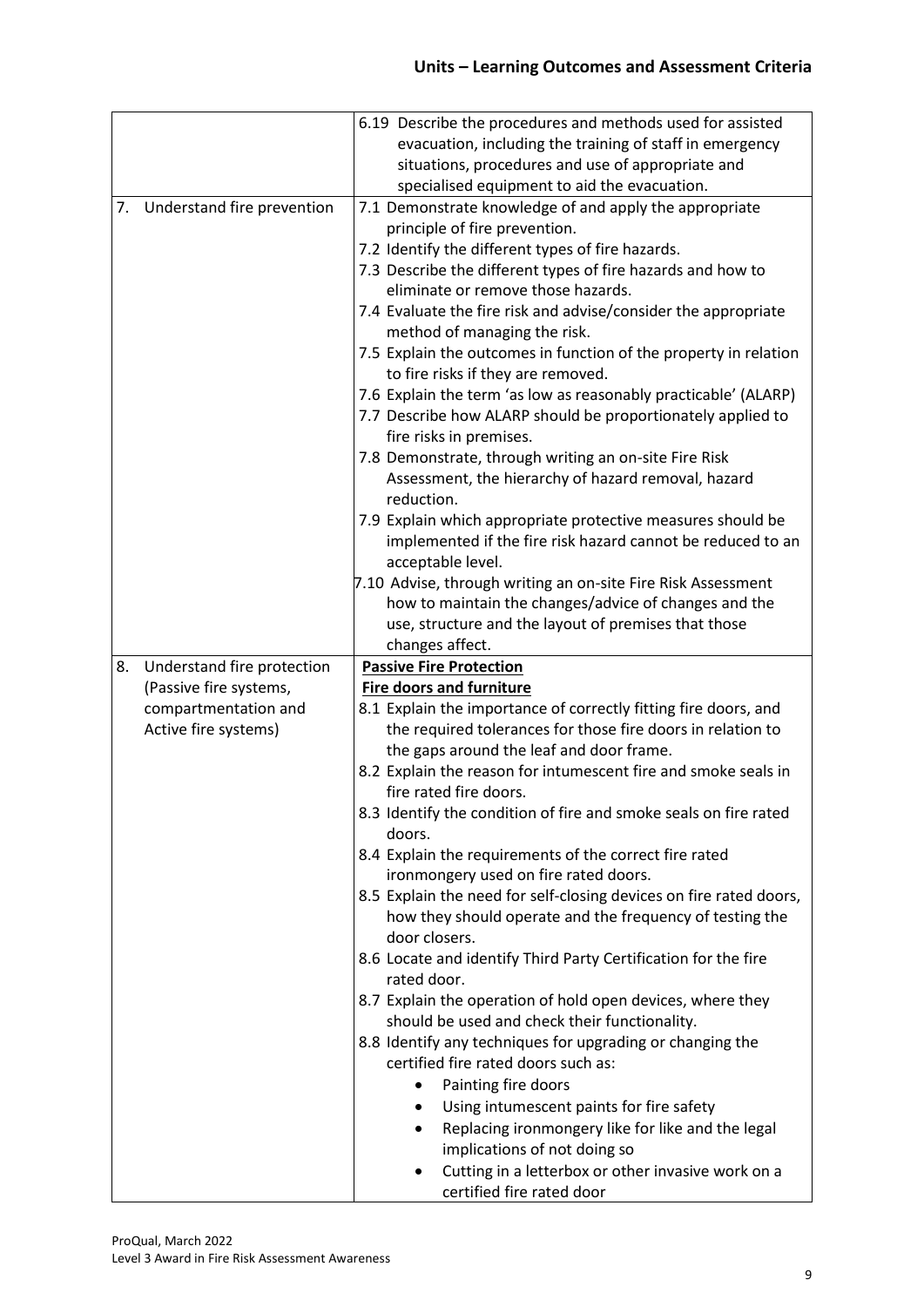| | |
|---|---|
| | 6.19 Describe the procedures and methods used for assisted evacuation, including the training of staff in emergency situations, procedures and use of appropriate and specialised equipment to aid the evacuation. |
| 7. Understand fire prevention | 7.1 Demonstrate knowledge of and apply the appropriate principle of fire prevention.<br>7.2 Identify the different types of fire hazards.<br>7.3 Describe the different types of fire hazards and how to eliminate or remove those hazards.<br>7.4 Evaluate the fire risk and advise/consider the appropriate method of managing the risk.<br>7.5 Explain the outcomes in function of the property in relation to fire risks if they are removed.<br>7.6 Explain the term 'as low as reasonably practicable' (ALARP)<br>7.7 Describe how ALARP should be proportionately applied to fire risks in premises.<br>7.8 Demonstrate, through writing an on-site Fire Risk Assessment, the hierarchy of hazard removal, hazard reduction.<br>7.9 Explain which appropriate protective measures should be implemented if the fire risk hazard cannot be reduced to an acceptable level.<br>7.10 Advise, through writing an on-site Fire Risk Assessment how to maintain the changes/advice of changes and the use, structure and the layout of premises that those changes affect. |
| 8. Understand fire protection (Passive fire systems, compartmentation and Active fire systems) | **Passive Fire Protection**<br>**Fire doors and furniture**<br>8.1 Explain the importance of correctly fitting fire doors, and the required tolerances for those fire doors in relation to the gaps around the leaf and door frame.<br>8.2 Explain the reason for intumescent fire and smoke seals in fire rated fire doors.<br>8.3 Identify the condition of fire and smoke seals on fire rated doors.<br>8.4 Explain the requirements of the correct fire rated ironmongery used on fire rated doors.<br>8.5 Explain the need for self-closing devices on fire rated doors, how they should operate and the frequency of testing the door closers.<br>8.6 Locate and identify Third Party Certification for the fire rated door.<br>8.7 Explain the operation of hold open devices, where they should be used and check their functionality.<br>8.8 Identify any techniques for upgrading or changing the certified fire rated doors such as:<br>• Painting fire doors<br>• Using intumescent paints for fire safety<br>• Replacing ironmongery like for like and the legal implications of not doing so<br>• Cutting in a letterbox or other invasive work on a certified fire rated door |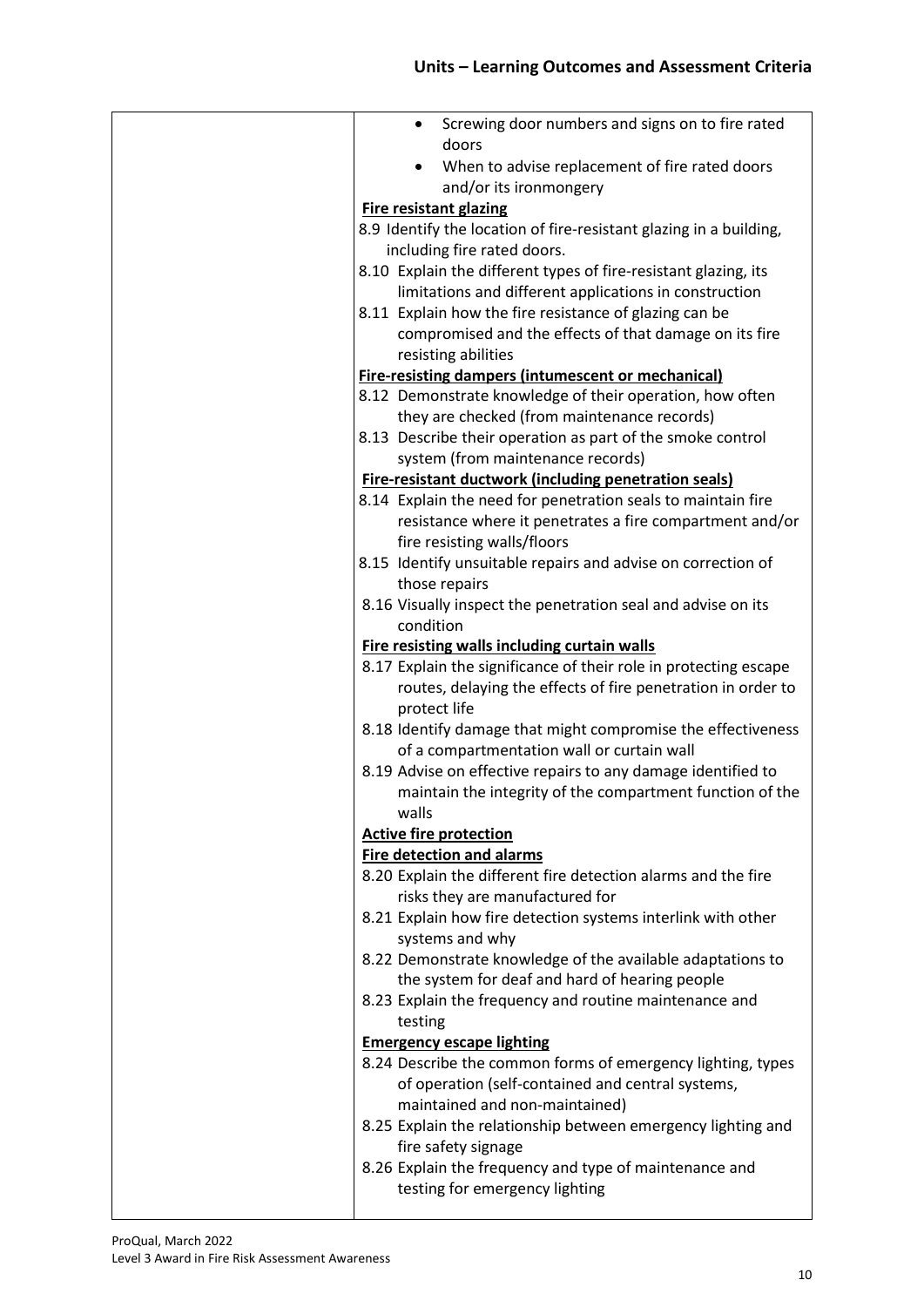| | |
|---|---|
| | • Screwing door numbers and signs on to fire rated doors<br>• When to advise replacement of fire rated doors and/or its ironmongery<br>**Fire resistant glazing**<br>8.9 Identify the location of fire-resistant glazing in a building, including fire rated doors.<br>8.10 Explain the different types of fire-resistant glazing, its limitations and different applications in construction<br>8.11 Explain how the fire resistance of glazing can be compromised and the effects of that damage on its fire resisting abilities<br>**Fire-resisting dampers (intumescent or mechanical)**<br>8.12 Demonstrate knowledge of their operation, how often they are checked (from maintenance records)<br>8.13 Describe their operation as part of the smoke control system (from maintenance records)<br>**Fire-resistant ductwork (including penetration seals)**<br>8.14 Explain the need for penetration seals to maintain fire resistance where it penetrates a fire compartment and/or fire resisting walls/floors<br>8.15 Identify unsuitable repairs and advise on correction of those repairs<br>8.16 Visually inspect the penetration seal and advise on its condition<br>**Fire resisting walls including curtain walls**<br>8.17 Explain the significance of their role in protecting escape routes, delaying the effects of fire penetration in order to protect life<br>8.18 Identify damage that might compromise the effectiveness of a compartmentation wall or curtain wall<br>8.19 Advise on effective repairs to any damage identified to maintain the integrity of the compartment function of the walls<br>**Active fire protection**<br>**Fire detection and alarms**<br>8.20 Explain the different fire detection alarms and the fire risks they are manufactured for<br>8.21 Explain how fire detection systems interlink with other systems and why<br>8.22 Demonstrate knowledge of the available adaptations to the system for deaf and hard of hearing people<br>8.23 Explain the frequency and routine maintenance and testing<br>**Emergency escape lighting**<br>8.24 Describe the common forms of emergency lighting, types of operation (self-contained and central systems, maintained and non-maintained)<br>8.25 Explain the relationship between emergency lighting and fire safety signage<br>8.26 Explain the frequency and type of maintenance and testing for emergency lighting |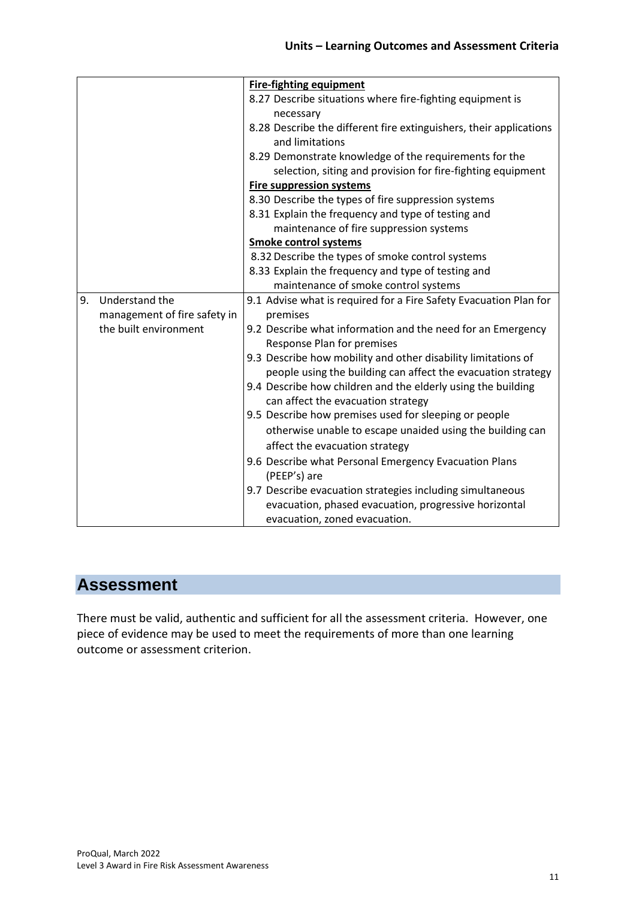| | |
|---|---|
| | **Fire-fighting equipment**<br>8.27 Describe situations where fire-fighting equipment is necessary<br>8.28 Describe the different fire extinguishers, their applications and limitations<br>8.29 Demonstrate knowledge of the requirements for the selection, siting and provision for fire-fighting equipment<br>**Fire suppression systems**<br>8.30 Describe the types of fire suppression systems<br>8.31 Explain the frequency and type of testing and maintenance of fire suppression systems<br>**Smoke control systems**<br>8.32 Describe the types of smoke control systems<br>8.33 Explain the frequency and type of testing and maintenance of smoke control systems |
| 9. Understand the management of fire safety in the built environment | 9.1 Advise what is required for a Fire Safety Evacuation Plan for premises<br>9.2 Describe what information and the need for an Emergency Response Plan for premises<br>9.3 Describe how mobility and other disability limitations of people using the building can affect the evacuation strategy<br>9.4 Describe how children and the elderly using the building can affect the evacuation strategy<br>9.5 Describe how premises used for sleeping or people otherwise unable to escape unaided using the building can affect the evacuation strategy<br>9.6 Describe what Personal Emergency Evacuation Plans (PEEP's) are<br>9.7 Describe evacuation strategies including simultaneous evacuation, phased evacuation, progressive horizontal evacuation, zoned evacuation. |

## Assessment

There must be valid, authentic and sufficient for all the assessment criteria. However, one piece of evidence may be used to meet the requirements of more than one learning outcome or assessment criterion.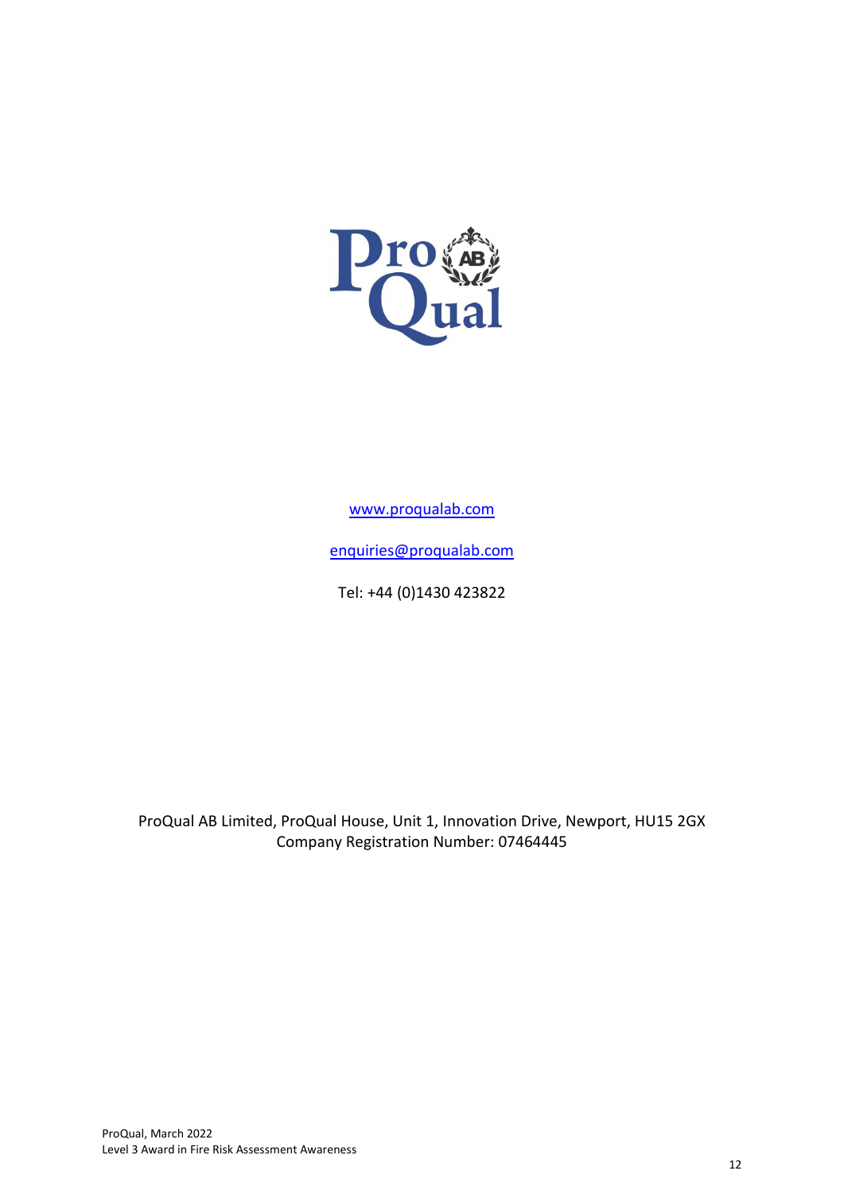www.proqualab.com

enquiries@proqualab.com

Tel: +44 (0)1430 423822

ProQual AB Limited, ProQual House, Unit 1, Innovation Drive, Newport, HU15 2GX
Company Registration Number: 07464445